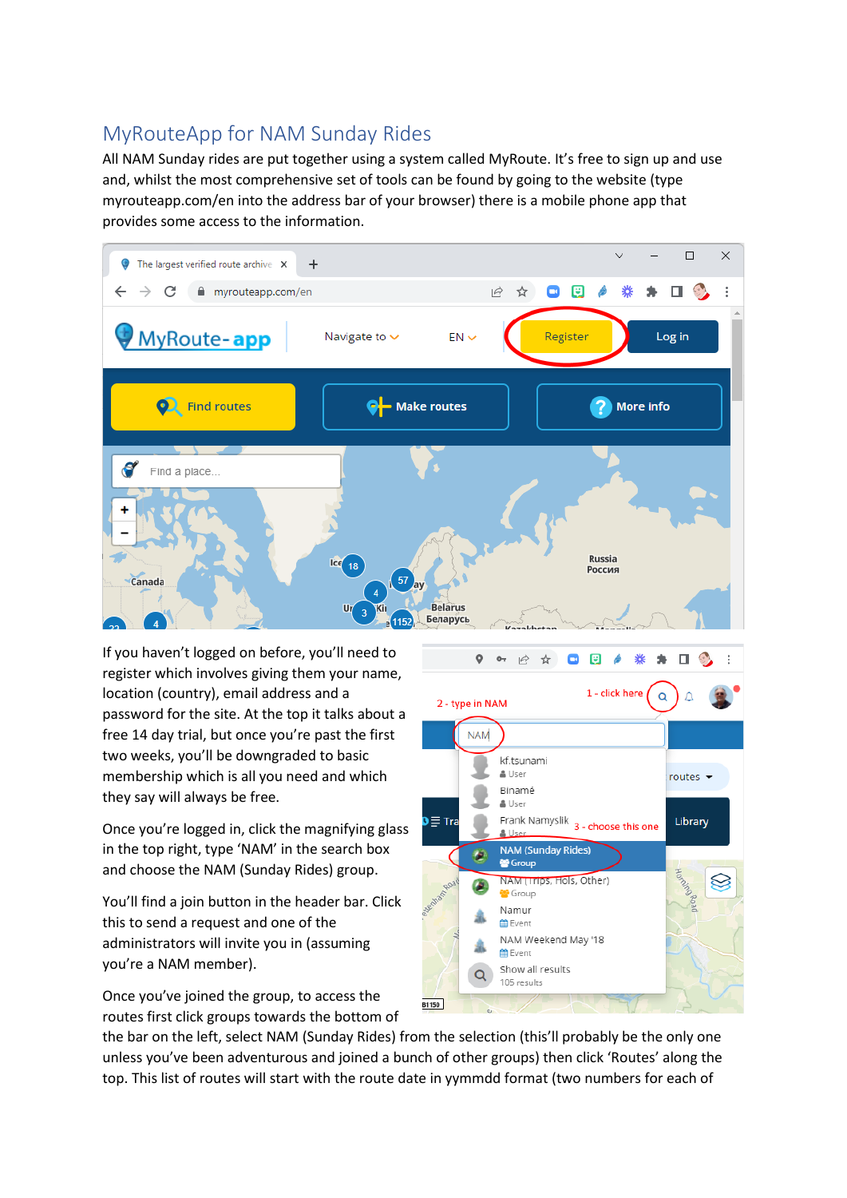# MyRouteApp for NAM Sunday Rides

All NAM Sunday rides are put together using a system called MyRoute. It's free to sign up and use and, whilst the most comprehensive set of tools can be found by going to the website (type myrouteapp.com/en into the address bar of your browser) there is a mobile phone app that provides some access to the information.

If you haven't logged on before, you'll need to register which involves giving them your name, location (country), email address and a password for the site. At the top it talks about a free 14 day trial, but once you're past the first two weeks, you'll be downgraded to basic membership which is all you need and which they say will always be free.

Once you're logged in, click the magnifying glass in the top right, type 'NAM' in the search box and choose the NAM (Sunday Rides) group.

You'll find a join button in the header bar. Click this to send a request and one of the administrators will invite you in (assuming you're a NAM member).

Once you've joined the group, to access the routes first click groups towards the bottom of the bar on the left, select NAM (Sunday Rides) from the selection (this'll probably be the only one unless you've been adventurous and joined a bunch of other groups) then click 'Routes' along the top. This list of routes will start with the route date in yymmdd format (two numbers for each of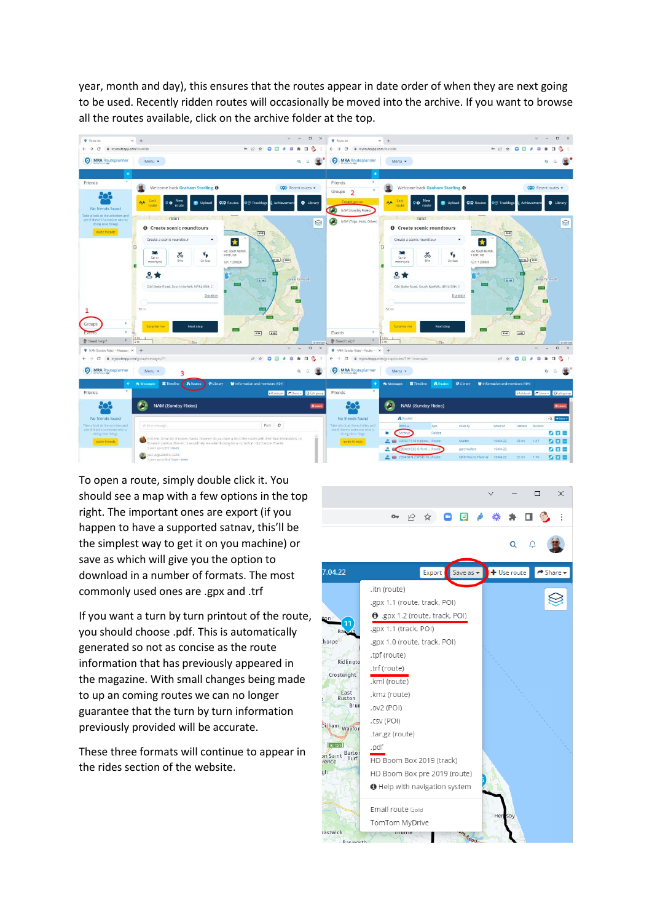year, month and day), this ensures that the routes appear in date order of when they are next going to be used. Recently ridden routes will occasionally be moved into the archive. If you want to browse all the routes available, click on the archive folder at the top.

To open a route, simply double click it. You should see a map with a few options in the top right. The important ones are export (if you happen to have a supported satnav, this'll be the simplest way to get it on you machine) or save as which will give you the option to download in a number of formats. The most commonly used ones are .gpx and .trf

If you want a turn by turn printout of the route, you should choose .pdf. This is automatically generated so not as concise as the route information that has previously appeared in the magazine. With small changes being made to up an coming routes we can no longer guarantee that the turn by turn information previously provided will be accurate.

These three formats will continue to appear in the rides section of the website.